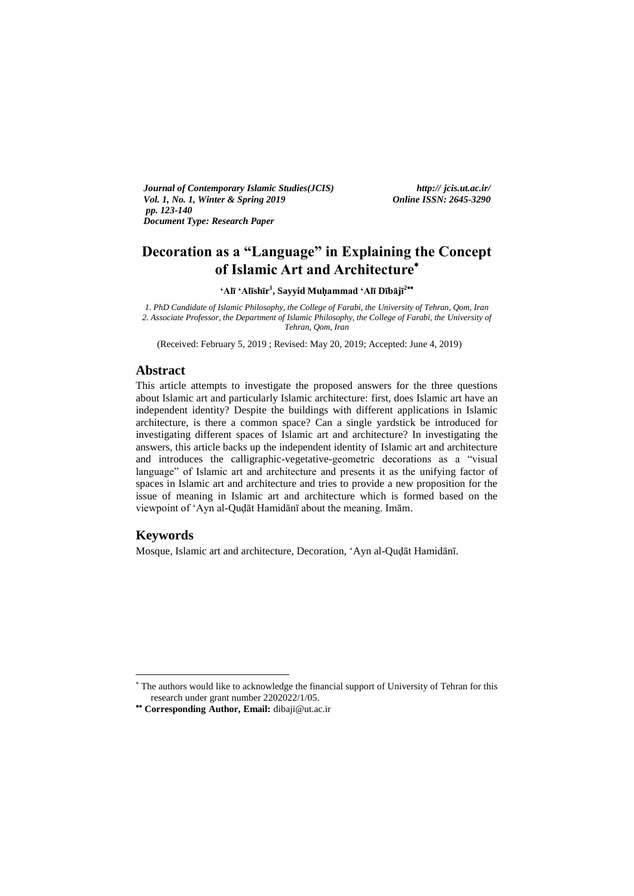*Journal of Contemporary Islamic Studies(JCIS)*
*Vol. 1, No. 1, Winter & Spring 2019*
*pp. 123-140*
*Document Type: Research Paper*

*http:// jcis.ut.ac.ir/*
*Online ISSN: 2645-3290*

# Decoration as a "Language" in Explaining the Concept of Islamic Art and Architecture*

**ʻAlī ʻAlīshīr[1], Sayyid Muḥammad ʻAlī Dībājī[2]****

*1. PhD Candidate of Islamic Philosophy, the College of Farabi, the University of Tehran, Qom, Iran*
*2. Associate Professor, the Department of Islamic Philosophy, the College of Farabi, the University of Tehran, Qom, Iran*

(Received: February 5, 2019 ; Revised: May 20, 2019; Accepted: June 4, 2019)

## Abstract

This article attempts to investigate the proposed answers for the three questions about Islamic art and particularly Islamic architecture: first, does Islamic art have an independent identity? Despite the buildings with different applications in Islamic architecture, is there a common space? Can a single yardstick be introduced for investigating different spaces of Islamic art and architecture? In investigating the answers, this article backs up the independent identity of Islamic art and architecture and introduces the calligraphic-vegetative-geometric decorations as a "visual language" of Islamic art and architecture and presents it as the unifying factor of spaces in Islamic art and architecture and tries to provide a new proposition for the issue of meaning in Islamic art and architecture which is formed based on the viewpoint of ʻAyn al-Quḍāt Hamidānī about the meaning. Imām.

## Keywords

Mosque, Islamic art and architecture, Decoration, ʻAyn al-Quḍāt Hamidānī.

---

* The authors would like to acknowledge the financial support of University of Tehran for this research under grant number 2202022/1/05.

** **Corresponding Author, Email:** dibaji@ut.ac.ir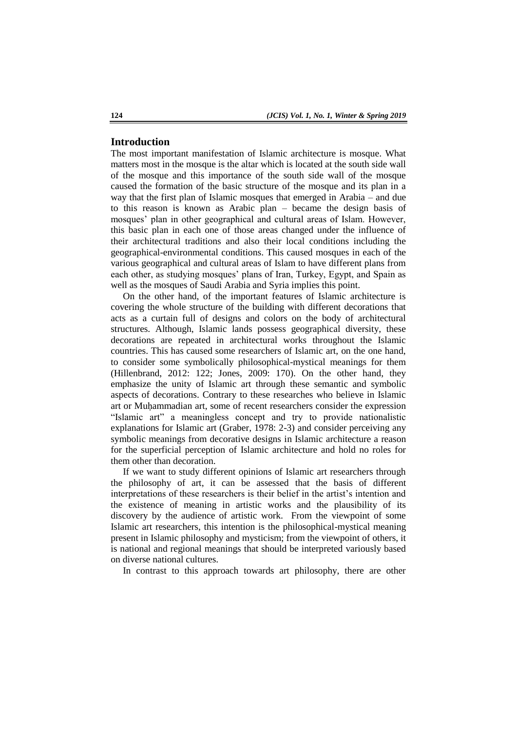## Introduction

The most important manifestation of Islamic architecture is mosque. What matters most in the mosque is the altar which is located at the south side wall of the mosque and this importance of the south side wall of the mosque caused the formation of the basic structure of the mosque and its plan in a way that the first plan of Islamic mosques that emerged in Arabia – and due to this reason is known as Arabic plan – became the design basis of mosques' plan in other geographical and cultural areas of Islam. However, this basic plan in each one of those areas changed under the influence of their architectural traditions and also their local conditions including the geographical-environmental conditions. This caused mosques in each of the various geographical and cultural areas of Islam to have different plans from each other, as studying mosques' plans of Iran, Turkey, Egypt, and Spain as well as the mosques of Saudi Arabia and Syria implies this point.

On the other hand, of the important features of Islamic architecture is covering the whole structure of the building with different decorations that acts as a curtain full of designs and colors on the body of architectural structures. Although, Islamic lands possess geographical diversity, these decorations are repeated in architectural works throughout the Islamic countries. This has caused some researchers of Islamic art, on the one hand, to consider some symbolically philosophical-mystical meanings for them (Hillenbrand, 2012: 122; Jones, 2009: 170). On the other hand, they emphasize the unity of Islamic art through these semantic and symbolic aspects of decorations. Contrary to these researches who believe in Islamic art or Muḥammadian art, some of recent researchers consider the expression "Islamic art" a meaningless concept and try to provide nationalistic explanations for Islamic art (Graber, 1978: 2-3) and consider perceiving any symbolic meanings from decorative designs in Islamic architecture a reason for the superficial perception of Islamic architecture and hold no roles for them other than decoration.

If we want to study different opinions of Islamic art researchers through the philosophy of art, it can be assessed that the basis of different interpretations of these researchers is their belief in the artist's intention and the existence of meaning in artistic works and the plausibility of its discovery by the audience of artistic work. From the viewpoint of some Islamic art researchers, this intention is the philosophical-mystical meaning present in Islamic philosophy and mysticism; from the viewpoint of others, it is national and regional meanings that should be interpreted variously based on diverse national cultures.

In contrast to this approach towards art philosophy, there are other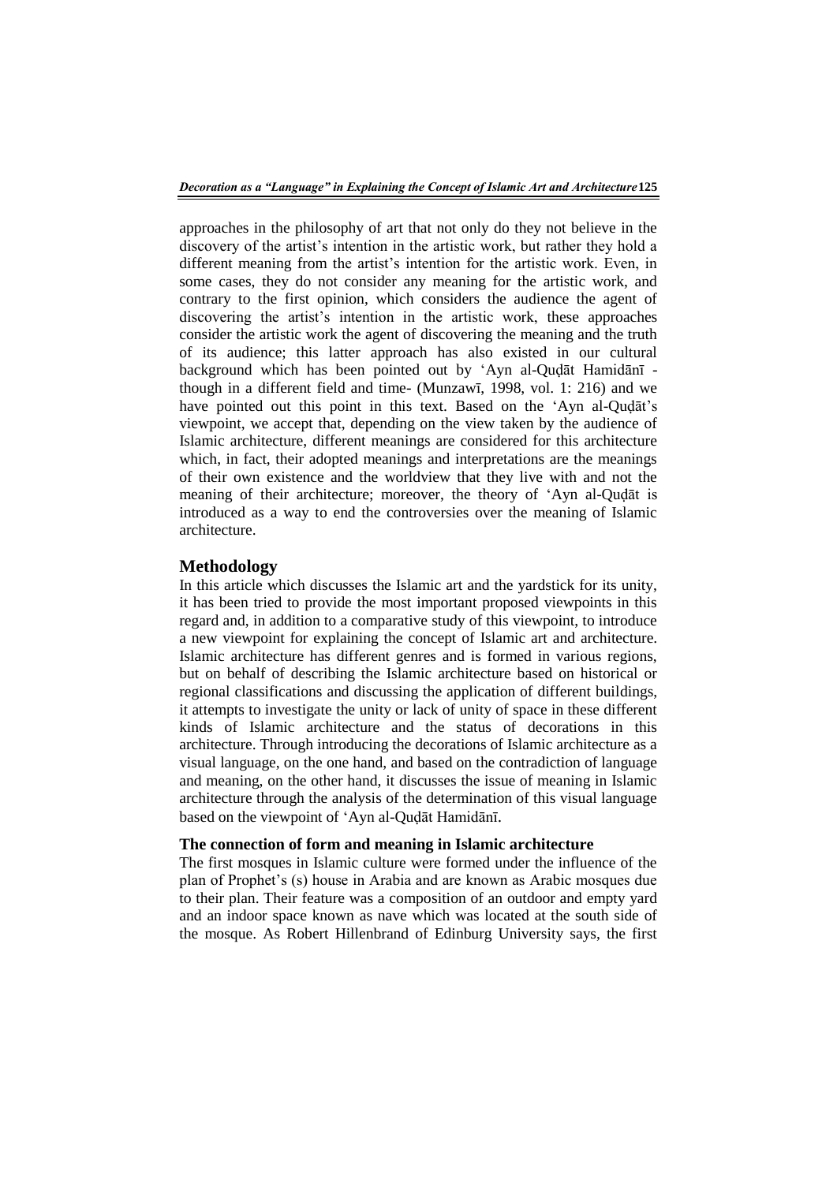approaches in the philosophy of art that not only do they not believe in the discovery of the artist's intention in the artistic work, but rather they hold a different meaning from the artist's intention for the artistic work. Even, in some cases, they do not consider any meaning for the artistic work, and contrary to the first opinion, which considers the audience the agent of discovering the artist's intention in the artistic work, these approaches consider the artistic work the agent of discovering the meaning and the truth of its audience; this latter approach has also existed in our cultural background which has been pointed out by 'Ayn al-Quḍāt Hamidānī - though in a different field and time- (Munzawī, 1998, vol. 1: 216) and we have pointed out this point in this text. Based on the 'Ayn al-Quḍāt's viewpoint, we accept that, depending on the view taken by the audience of Islamic architecture, different meanings are considered for this architecture which, in fact, their adopted meanings and interpretations are the meanings of their own existence and the worldview that they live with and not the meaning of their architecture; moreover, the theory of 'Ayn al-Quḍāt is introduced as a way to end the controversies over the meaning of Islamic architecture.

## Methodology

In this article which discusses the Islamic art and the yardstick for its unity, it has been tried to provide the most important proposed viewpoints in this regard and, in addition to a comparative study of this viewpoint, to introduce a new viewpoint for explaining the concept of Islamic art and architecture. Islamic architecture has different genres and is formed in various regions, but on behalf of describing the Islamic architecture based on historical or regional classifications and discussing the application of different buildings, it attempts to investigate the unity or lack of unity of space in these different kinds of Islamic architecture and the status of decorations in this architecture. Through introducing the decorations of Islamic architecture as a visual language, on the one hand, and based on the contradiction of language and meaning, on the other hand, it discusses the issue of meaning in Islamic architecture through the analysis of the determination of this visual language based on the viewpoint of 'Ayn al-Quḍāt Hamidānī.

### The connection of form and meaning in Islamic architecture

The first mosques in Islamic culture were formed under the influence of the plan of Prophet's (s) house in Arabia and are known as Arabic mosques due to their plan. Their feature was a composition of an outdoor and empty yard and an indoor space known as nave which was located at the south side of the mosque. As Robert Hillenbrand of Edinburg University says, the first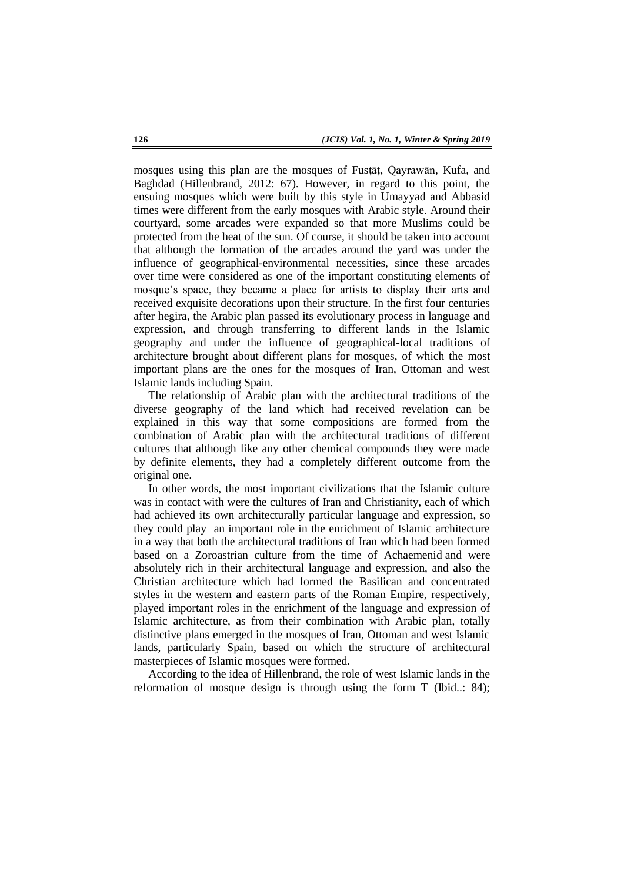mosques using this plan are the mosques of Fusṭāṭ, Qayrawān, Kufa, and Baghdad (Hillenbrand, 2012: 67). However, in regard to this point, the ensuing mosques which were built by this style in Umayyad and Abbasid times were different from the early mosques with Arabic style. Around their courtyard, some arcades were expanded so that more Muslims could be protected from the heat of the sun. Of course, it should be taken into account that although the formation of the arcades around the yard was under the influence of geographical-environmental necessities, since these arcades over time were considered as one of the important constituting elements of mosque's space, they became a place for artists to display their arts and received exquisite decorations upon their structure. In the first four centuries after hegira, the Arabic plan passed its evolutionary process in language and expression, and through transferring to different lands in the Islamic geography and under the influence of geographical-local traditions of architecture brought about different plans for mosques, of which the most important plans are the ones for the mosques of Iran, Ottoman and west Islamic lands including Spain.

The relationship of Arabic plan with the architectural traditions of the diverse geography of the land which had received revelation can be explained in this way that some compositions are formed from the combination of Arabic plan with the architectural traditions of different cultures that although like any other chemical compounds they were made by definite elements, they had a completely different outcome from the original one.

In other words, the most important civilizations that the Islamic culture was in contact with were the cultures of Iran and Christianity, each of which had achieved its own architecturally particular language and expression, so they could play an important role in the enrichment of Islamic architecture in a way that both the architectural traditions of Iran which had been formed based on a Zoroastrian culture from the time of Achaemenid and were absolutely rich in their architectural language and expression, and also the Christian architecture which had formed the Basilican and concentrated styles in the western and eastern parts of the Roman Empire, respectively, played important roles in the enrichment of the language and expression of Islamic architecture, as from their combination with Arabic plan, totally distinctive plans emerged in the mosques of Iran, Ottoman and west Islamic lands, particularly Spain, based on which the structure of architectural masterpieces of Islamic mosques were formed.

According to the idea of Hillenbrand, the role of west Islamic lands in the reformation of mosque design is through using the form T (Ibid..: 84);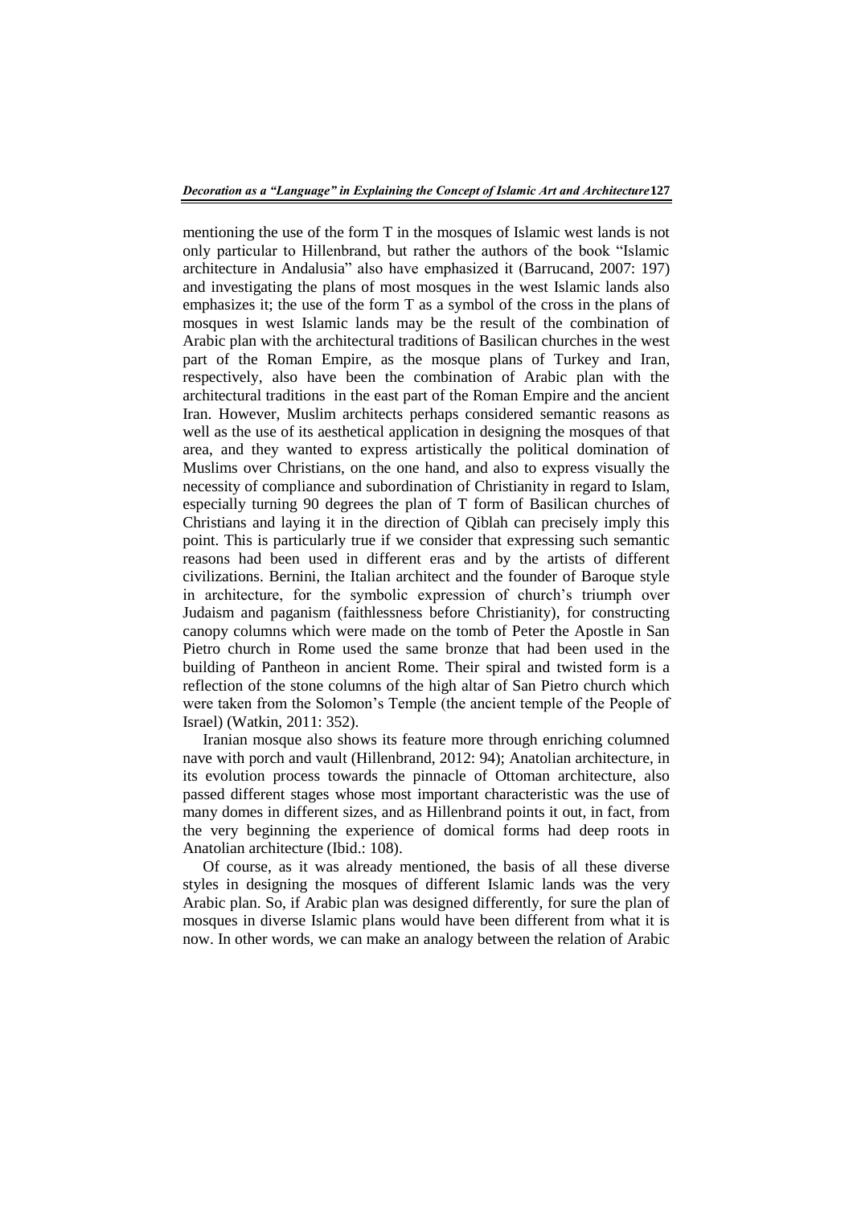mentioning the use of the form T in the mosques of Islamic west lands is not only particular to Hillenbrand, but rather the authors of the book "Islamic architecture in Andalusia" also have emphasized it (Barrucand, 2007: 197) and investigating the plans of most mosques in the west Islamic lands also emphasizes it; the use of the form T as a symbol of the cross in the plans of mosques in west Islamic lands may be the result of the combination of Arabic plan with the architectural traditions of Basilican churches in the west part of the Roman Empire, as the mosque plans of Turkey and Iran, respectively, also have been the combination of Arabic plan with the architectural traditions in the east part of the Roman Empire and the ancient Iran. However, Muslim architects perhaps considered semantic reasons as well as the use of its aesthetical application in designing the mosques of that area, and they wanted to express artistically the political domination of Muslims over Christians, on the one hand, and also to express visually the necessity of compliance and subordination of Christianity in regard to Islam, especially turning 90 degrees the plan of T form of Basilican churches of Christians and laying it in the direction of Qiblah can precisely imply this point. This is particularly true if we consider that expressing such semantic reasons had been used in different eras and by the artists of different civilizations. Bernini, the Italian architect and the founder of Baroque style in architecture, for the symbolic expression of church's triumph over Judaism and paganism (faithlessness before Christianity), for constructing canopy columns which were made on the tomb of Peter the Apostle in San Pietro church in Rome used the same bronze that had been used in the building of Pantheon in ancient Rome. Their spiral and twisted form is a reflection of the stone columns of the high altar of San Pietro church which were taken from the Solomon's Temple (the ancient temple of the People of Israel) (Watkin, 2011: 352).

Iranian mosque also shows its feature more through enriching columned nave with porch and vault (Hillenbrand, 2012: 94); Anatolian architecture, in its evolution process towards the pinnacle of Ottoman architecture, also passed different stages whose most important characteristic was the use of many domes in different sizes, and as Hillenbrand points it out, in fact, from the very beginning the experience of domical forms had deep roots in Anatolian architecture (Ibid.: 108).

Of course, as it was already mentioned, the basis of all these diverse styles in designing the mosques of different Islamic lands was the very Arabic plan. So, if Arabic plan was designed differently, for sure the plan of mosques in diverse Islamic plans would have been different from what it is now. In other words, we can make an analogy between the relation of Arabic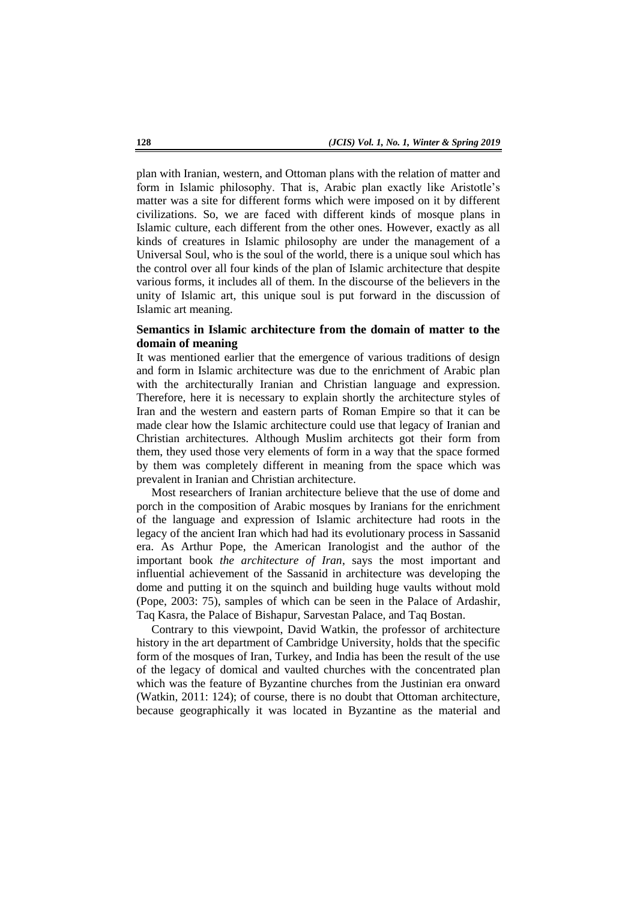plan with Iranian, western, and Ottoman plans with the relation of matter and form in Islamic philosophy. That is, Arabic plan exactly like Aristotle's matter was a site for different forms which were imposed on it by different civilizations. So, we are faced with different kinds of mosque plans in Islamic culture, each different from the other ones. However, exactly as all kinds of creatures in Islamic philosophy are under the management of a Universal Soul, who is the soul of the world, there is a unique soul which has the control over all four kinds of the plan of Islamic architecture that despite various forms, it includes all of them. In the discourse of the believers in the unity of Islamic art, this unique soul is put forward in the discussion of Islamic art meaning.

## Semantics in Islamic architecture from the domain of matter to the domain of meaning

It was mentioned earlier that the emergence of various traditions of design and form in Islamic architecture was due to the enrichment of Arabic plan with the architecturally Iranian and Christian language and expression. Therefore, here it is necessary to explain shortly the architecture styles of Iran and the western and eastern parts of Roman Empire so that it can be made clear how the Islamic architecture could use that legacy of Iranian and Christian architectures. Although Muslim architects got their form from them, they used those very elements of form in a way that the space formed by them was completely different in meaning from the space which was prevalent in Iranian and Christian architecture.

Most researchers of Iranian architecture believe that the use of dome and porch in the composition of Arabic mosques by Iranians for the enrichment of the language and expression of Islamic architecture had roots in the legacy of the ancient Iran which had had its evolutionary process in Sassanid era. As Arthur Pope, the American Iranologist and the author of the important book *the architecture of Iran*, says the most important and influential achievement of the Sassanid in architecture was developing the dome and putting it on the squinch and building huge vaults without mold (Pope, 2003: 75), samples of which can be seen in the Palace of Ardashir, Taq Kasra, the Palace of Bishapur, Sarvestan Palace, and Taq Bostan.

Contrary to this viewpoint, David Watkin, the professor of architecture history in the art department of Cambridge University, holds that the specific form of the mosques of Iran, Turkey, and India has been the result of the use of the legacy of domical and vaulted churches with the concentrated plan which was the feature of Byzantine churches from the Justinian era onward (Watkin, 2011: 124); of course, there is no doubt that Ottoman architecture, because geographically it was located in Byzantine as the material and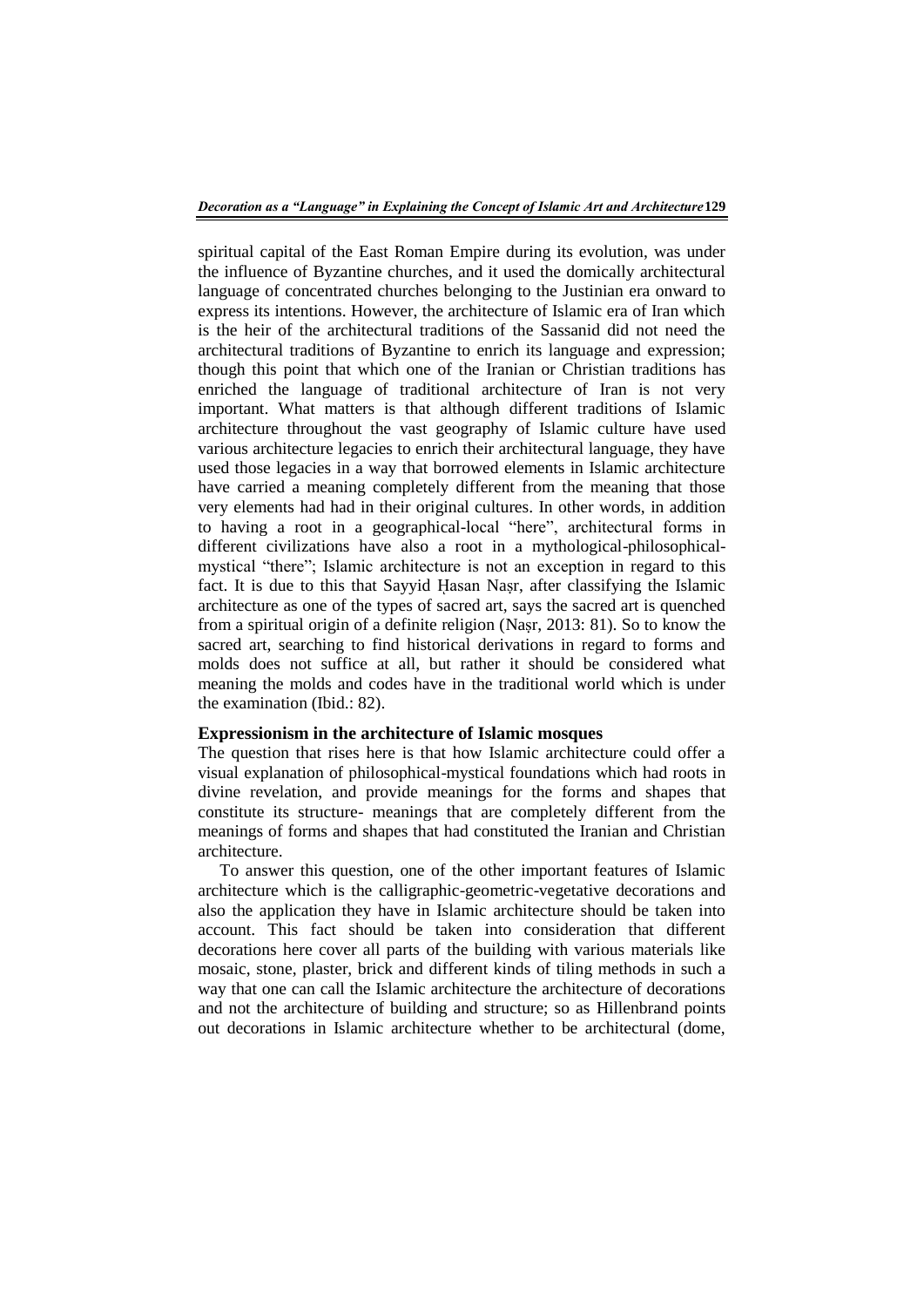spiritual capital of the East Roman Empire during its evolution, was under the influence of Byzantine churches, and it used the domically architectural language of concentrated churches belonging to the Justinian era onward to express its intentions. However, the architecture of Islamic era of Iran which is the heir of the architectural traditions of the Sassanid did not need the architectural traditions of Byzantine to enrich its language and expression; though this point that which one of the Iranian or Christian traditions has enriched the language of traditional architecture of Iran is not very important. What matters is that although different traditions of Islamic architecture throughout the vast geography of Islamic culture have used various architecture legacies to enrich their architectural language, they have used those legacies in a way that borrowed elements in Islamic architecture have carried a meaning completely different from the meaning that those very elements had had in their original cultures. In other words, in addition to having a root in a geographical-local "here", architectural forms in different civilizations have also a root in a mythological-philosophical-mystical "there"; Islamic architecture is not an exception in regard to this fact. It is due to this that Sayyid Ḥasan Naṣr, after classifying the Islamic architecture as one of the types of sacred art, says the sacred art is quenched from a spiritual origin of a definite religion (Naṣr, 2013: 81). So to know the sacred art, searching to find historical derivations in regard to forms and molds does not suffice at all, but rather it should be considered what meaning the molds and codes have in the traditional world which is under the examination (Ibid.: 82).

### Expressionism in the architecture of Islamic mosques

The question that rises here is that how Islamic architecture could offer a visual explanation of philosophical-mystical foundations which had roots in divine revelation, and provide meanings for the forms and shapes that constitute its structure- meanings that are completely different from the meanings of forms and shapes that had constituted the Iranian and Christian architecture.

To answer this question, one of the other important features of Islamic architecture which is the calligraphic-geometric-vegetative decorations and also the application they have in Islamic architecture should be taken into account. This fact should be taken into consideration that different decorations here cover all parts of the building with various materials like mosaic, stone, plaster, brick and different kinds of tiling methods in such a way that one can call the Islamic architecture the architecture of decorations and not the architecture of building and structure; so as Hillenbrand points out decorations in Islamic architecture whether to be architectural (dome,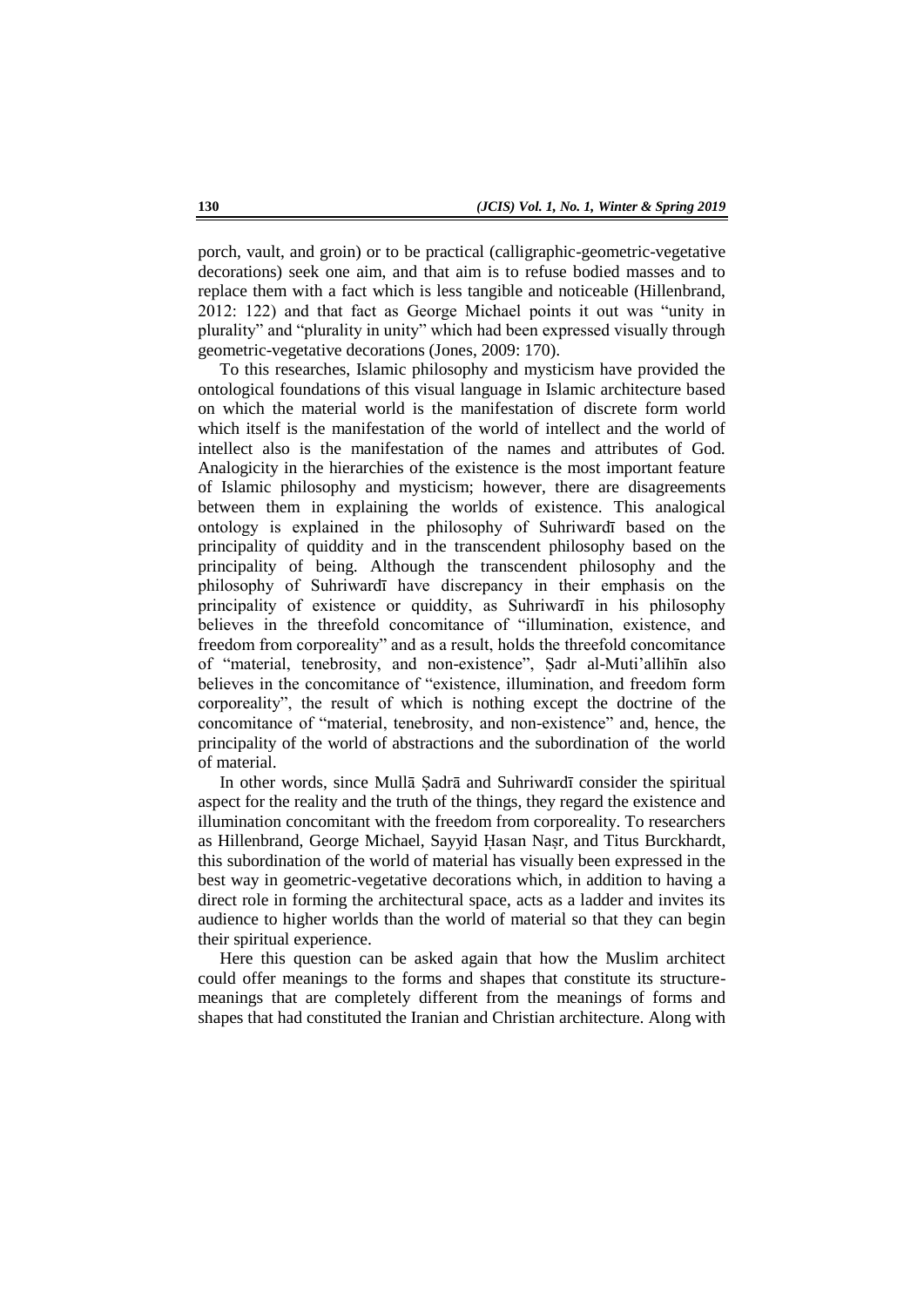porch, vault, and groin) or to be practical (calligraphic-geometric-vegetative decorations) seek one aim, and that aim is to refuse bodied masses and to replace them with a fact which is less tangible and noticeable (Hillenbrand, 2012: 122) and that fact as George Michael points it out was "unity in plurality" and "plurality in unity" which had been expressed visually through geometric-vegetative decorations (Jones, 2009: 170).

To this researches, Islamic philosophy and mysticism have provided the ontological foundations of this visual language in Islamic architecture based on which the material world is the manifestation of discrete form world which itself is the manifestation of the world of intellect and the world of intellect also is the manifestation of the names and attributes of God. Analogicity in the hierarchies of the existence is the most important feature of Islamic philosophy and mysticism; however, there are disagreements between them in explaining the worlds of existence. This analogical ontology is explained in the philosophy of Suhriwardī based on the principality of quiddity and in the transcendent philosophy based on the principality of being. Although the transcendent philosophy and the philosophy of Suhriwardī have discrepancy in their emphasis on the principality of existence or quiddity, as Suhriwardī in his philosophy believes in the threefold concomitance of "illumination, existence, and freedom from corporeality" and as a result, holds the threefold concomitance of "material, tenebrosity, and non-existence", Ṣadr al-Muti'allihīn also believes in the concomitance of "existence, illumination, and freedom form corporeality", the result of which is nothing except the doctrine of the concomitance of "material, tenebrosity, and non-existence" and, hence, the principality of the world of abstractions and the subordination of the world of material.

In other words, since Mullā Ṣadrā and Suhriwardī consider the spiritual aspect for the reality and the truth of the things, they regard the existence and illumination concomitant with the freedom from corporeality. To researchers as Hillenbrand, George Michael, Sayyid Ḥasan Naṣr, and Titus Burckhardt, this subordination of the world of material has visually been expressed in the best way in geometric-vegetative decorations which, in addition to having a direct role in forming the architectural space, acts as a ladder and invites its audience to higher worlds than the world of material so that they can begin their spiritual experience.

Here this question can be asked again that how the Muslim architect could offer meanings to the forms and shapes that constitute its structure-meanings that are completely different from the meanings of forms and shapes that had constituted the Iranian and Christian architecture. Along with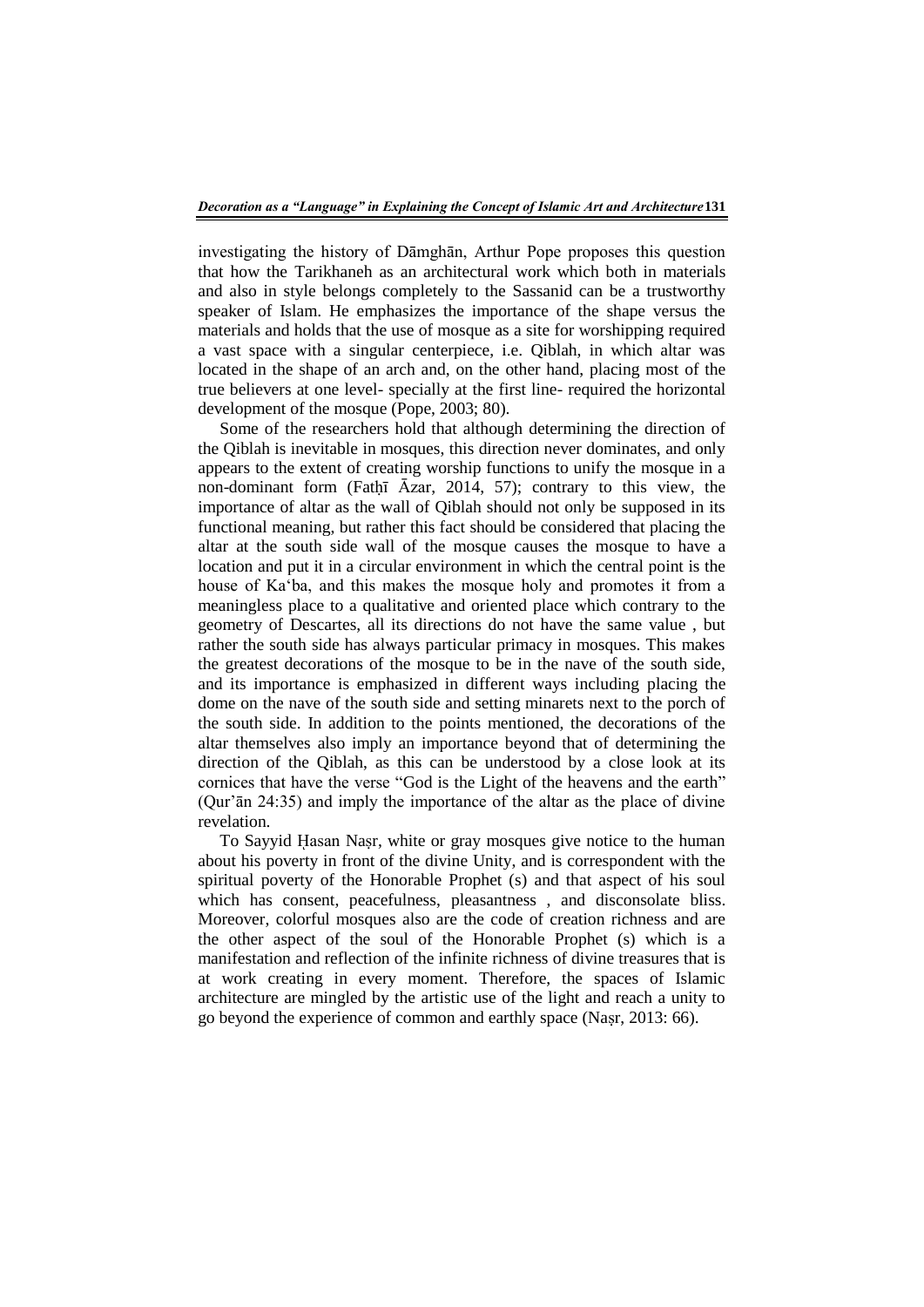investigating the history of Dāmghān, Arthur Pope proposes this question that how the Tarikhaneh as an architectural work which both in materials and also in style belongs completely to the Sassanid can be a trustworthy speaker of Islam. He emphasizes the importance of the shape versus the materials and holds that the use of mosque as a site for worshipping required a vast space with a singular centerpiece, i.e. Qiblah, in which altar was located in the shape of an arch and, on the other hand, placing most of the true believers at one level- specially at the first line- required the horizontal development of the mosque (Pope, 2003; 80).

Some of the researchers hold that although determining the direction of the Qiblah is inevitable in mosques, this direction never dominates, and only appears to the extent of creating worship functions to unify the mosque in a non-dominant form (Fatḥī Āzar, 2014, 57); contrary to this view, the importance of altar as the wall of Qiblah should not only be supposed in its functional meaning, but rather this fact should be considered that placing the altar at the south side wall of the mosque causes the mosque to have a location and put it in a circular environment in which the central point is the house of Ka'ba, and this makes the mosque holy and promotes it from a meaningless place to a qualitative and oriented place which contrary to the geometry of Descartes, all its directions do not have the same value , but rather the south side has always particular primacy in mosques. This makes the greatest decorations of the mosque to be in the nave of the south side, and its importance is emphasized in different ways including placing the dome on the nave of the south side and setting minarets next to the porch of the south side. In addition to the points mentioned, the decorations of the altar themselves also imply an importance beyond that of determining the direction of the Qiblah, as this can be understood by a close look at its cornices that have the verse "God is the Light of the heavens and the earth" (Qur'ān 24:35) and imply the importance of the altar as the place of divine revelation.

To Sayyid Ḥasan Naṣr, white or gray mosques give notice to the human about his poverty in front of the divine Unity, and is correspondent with the spiritual poverty of the Honorable Prophet (s) and that aspect of his soul which has consent, peacefulness, pleasantness , and disconsolate bliss. Moreover, colorful mosques also are the code of creation richness and are the other aspect of the soul of the Honorable Prophet (s) which is a manifestation and reflection of the infinite richness of divine treasures that is at work creating in every moment. Therefore, the spaces of Islamic architecture are mingled by the artistic use of the light and reach a unity to go beyond the experience of common and earthly space (Naṣr, 2013: 66).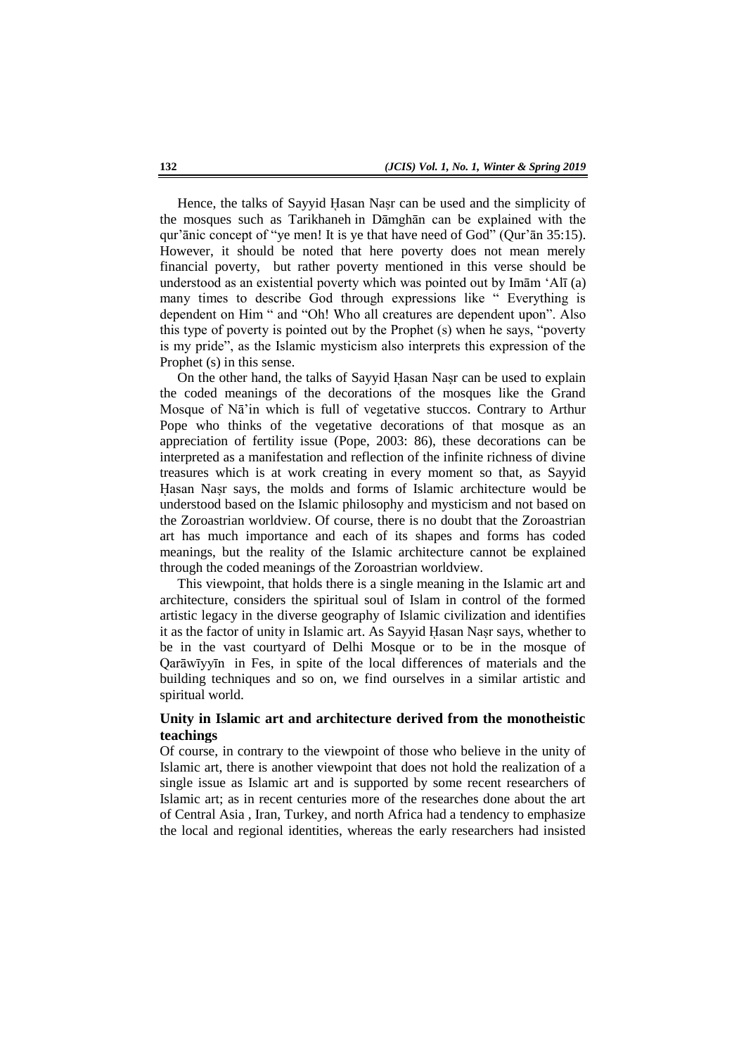Hence, the talks of Sayyid Ḥasan Naṣr can be used and the simplicity of the mosques such as Tarikhaneh in Dāmghān can be explained with the qur'ānic concept of "ye men! It is ye that have need of God" (Qur'ān 35:15). However, it should be noted that here poverty does not mean merely financial poverty, but rather poverty mentioned in this verse should be understood as an existential poverty which was pointed out by Imām 'Alī (a) many times to describe God through expressions like " Everything is dependent on Him " and "Oh! Who all creatures are dependent upon". Also this type of poverty is pointed out by the Prophet (s) when he says, "poverty is my pride", as the Islamic mysticism also interprets this expression of the Prophet (s) in this sense.

On the other hand, the talks of Sayyid Ḥasan Naṣr can be used to explain the coded meanings of the decorations of the mosques like the Grand Mosque of Nā'in which is full of vegetative stuccos. Contrary to Arthur Pope who thinks of the vegetative decorations of that mosque as an appreciation of fertility issue (Pope, 2003: 86), these decorations can be interpreted as a manifestation and reflection of the infinite richness of divine treasures which is at work creating in every moment so that, as Sayyid Ḥasan Naṣr says, the molds and forms of Islamic architecture would be understood based on the Islamic philosophy and mysticism and not based on the Zoroastrian worldview. Of course, there is no doubt that the Zoroastrian art has much importance and each of its shapes and forms has coded meanings, but the reality of the Islamic architecture cannot be explained through the coded meanings of the Zoroastrian worldview.

This viewpoint, that holds there is a single meaning in the Islamic art and architecture, considers the spiritual soul of Islam in control of the formed artistic legacy in the diverse geography of Islamic civilization and identifies it as the factor of unity in Islamic art. As Sayyid Ḥasan Naṣr says, whether to be in the vast courtyard of Delhi Mosque or to be in the mosque of Qarāwīyyīn in Fes, in spite of the local differences of materials and the building techniques and so on, we find ourselves in a similar artistic and spiritual world.

## Unity in Islamic art and architecture derived from the monotheistic teachings

Of course, in contrary to the viewpoint of those who believe in the unity of Islamic art, there is another viewpoint that does not hold the realization of a single issue as Islamic art and is supported by some recent researchers of Islamic art; as in recent centuries more of the researches done about the art of Central Asia , Iran, Turkey, and north Africa had a tendency to emphasize the local and regional identities, whereas the early researchers had insisted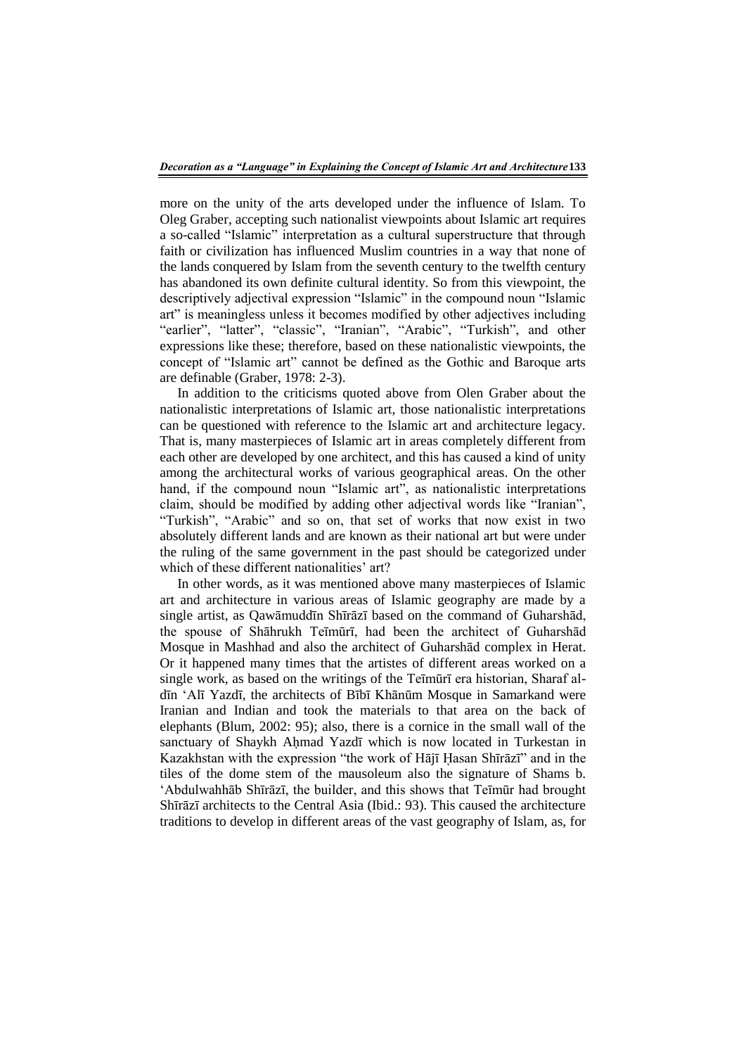more on the unity of the arts developed under the influence of Islam. To Oleg Graber, accepting such nationalist viewpoints about Islamic art requires a so-called "Islamic" interpretation as a cultural superstructure that through faith or civilization has influenced Muslim countries in a way that none of the lands conquered by Islam from the seventh century to the twelfth century has abandoned its own definite cultural identity. So from this viewpoint, the descriptively adjectival expression "Islamic" in the compound noun "Islamic art" is meaningless unless it becomes modified by other adjectives including "earlier", "latter", "classic", "Iranian", "Arabic", "Turkish", and other expressions like these; therefore, based on these nationalistic viewpoints, the concept of "Islamic art" cannot be defined as the Gothic and Baroque arts are definable (Graber, 1978: 2-3).

In addition to the criticisms quoted above from Olen Graber about the nationalistic interpretations of Islamic art, those nationalistic interpretations can be questioned with reference to the Islamic art and architecture legacy. That is, many masterpieces of Islamic art in areas completely different from each other are developed by one architect, and this has caused a kind of unity among the architectural works of various geographical areas. On the other hand, if the compound noun "Islamic art", as nationalistic interpretations claim, should be modified by adding other adjectival words like "Iranian", "Turkish", "Arabic" and so on, that set of works that now exist in two absolutely different lands and are known as their national art but were under the ruling of the same government in the past should be categorized under which of these different nationalities' art?

In other words, as it was mentioned above many masterpieces of Islamic art and architecture in various areas of Islamic geography are made by a single artist, as Qawāmuddīn Shīrāzī based on the command of Guharshād, the spouse of Shāhrukh Teīmūrī, had been the architect of Guharshād Mosque in Mashhad and also the architect of Guharshād complex in Herat. Or it happened many times that the artistes of different areas worked on a single work, as based on the writings of the Teīmūrī era historian, Sharaf al-dīn 'Alī Yazdī, the architects of Bībī Khānūm Mosque in Samarkand were Iranian and Indian and took the materials to that area on the back of elephants (Blum, 2002: 95); also, there is a cornice in the small wall of the sanctuary of Shaykh Aḥmad Yazdī which is now located in Turkestan in Kazakhstan with the expression "the work of Hājī Ḥasan Shīrāzī" and in the tiles of the dome stem of the mausoleum also the signature of Shams b. 'Abdulwahhāb Shīrāzī, the builder, and this shows that Teīmūr had brought Shīrāzī architects to the Central Asia (Ibid.: 93). This caused the architecture traditions to develop in different areas of the vast geography of Islam, as, for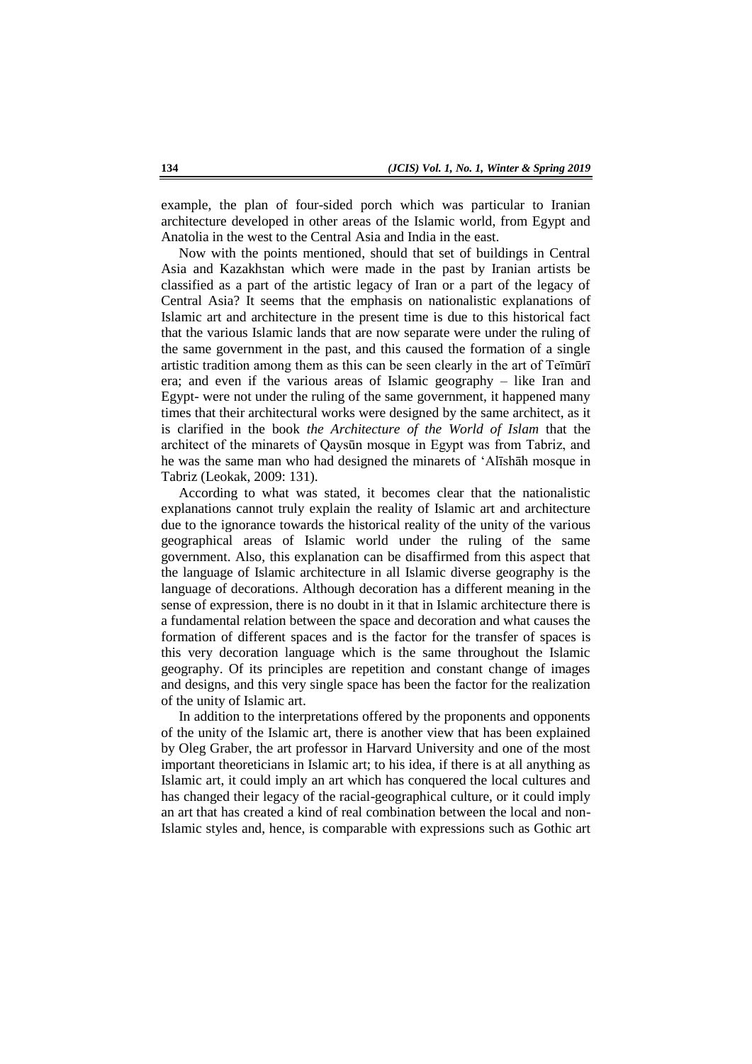example, the plan of four-sided porch which was particular to Iranian architecture developed in other areas of the Islamic world, from Egypt and Anatolia in the west to the Central Asia and India in the east.

Now with the points mentioned, should that set of buildings in Central Asia and Kazakhstan which were made in the past by Iranian artists be classified as a part of the artistic legacy of Iran or a part of the legacy of Central Asia? It seems that the emphasis on nationalistic explanations of Islamic art and architecture in the present time is due to this historical fact that the various Islamic lands that are now separate were under the ruling of the same government in the past, and this caused the formation of a single artistic tradition among them as this can be seen clearly in the art of Teīmūrī era; and even if the various areas of Islamic geography – like Iran and Egypt- were not under the ruling of the same government, it happened many times that their architectural works were designed by the same architect, as it is clarified in the book *the Architecture of the World of Islam* that the architect of the minarets of Qaysūn mosque in Egypt was from Tabriz, and he was the same man who had designed the minarets of 'Alīshāh mosque in Tabriz (Leokak, 2009: 131).

According to what was stated, it becomes clear that the nationalistic explanations cannot truly explain the reality of Islamic art and architecture due to the ignorance towards the historical reality of the unity of the various geographical areas of Islamic world under the ruling of the same government. Also, this explanation can be disaffirmed from this aspect that the language of Islamic architecture in all Islamic diverse geography is the language of decorations. Although decoration has a different meaning in the sense of expression, there is no doubt in it that in Islamic architecture there is a fundamental relation between the space and decoration and what causes the formation of different spaces and is the factor for the transfer of spaces is this very decoration language which is the same throughout the Islamic geography. Of its principles are repetition and constant change of images and designs, and this very single space has been the factor for the realization of the unity of Islamic art.

In addition to the interpretations offered by the proponents and opponents of the unity of the Islamic art, there is another view that has been explained by Oleg Graber, the art professor in Harvard University and one of the most important theoreticians in Islamic art; to his idea, if there is at all anything as Islamic art, it could imply an art which has conquered the local cultures and has changed their legacy of the racial-geographical culture, or it could imply an art that has created a kind of real combination between the local and non-Islamic styles and, hence, is comparable with expressions such as Gothic art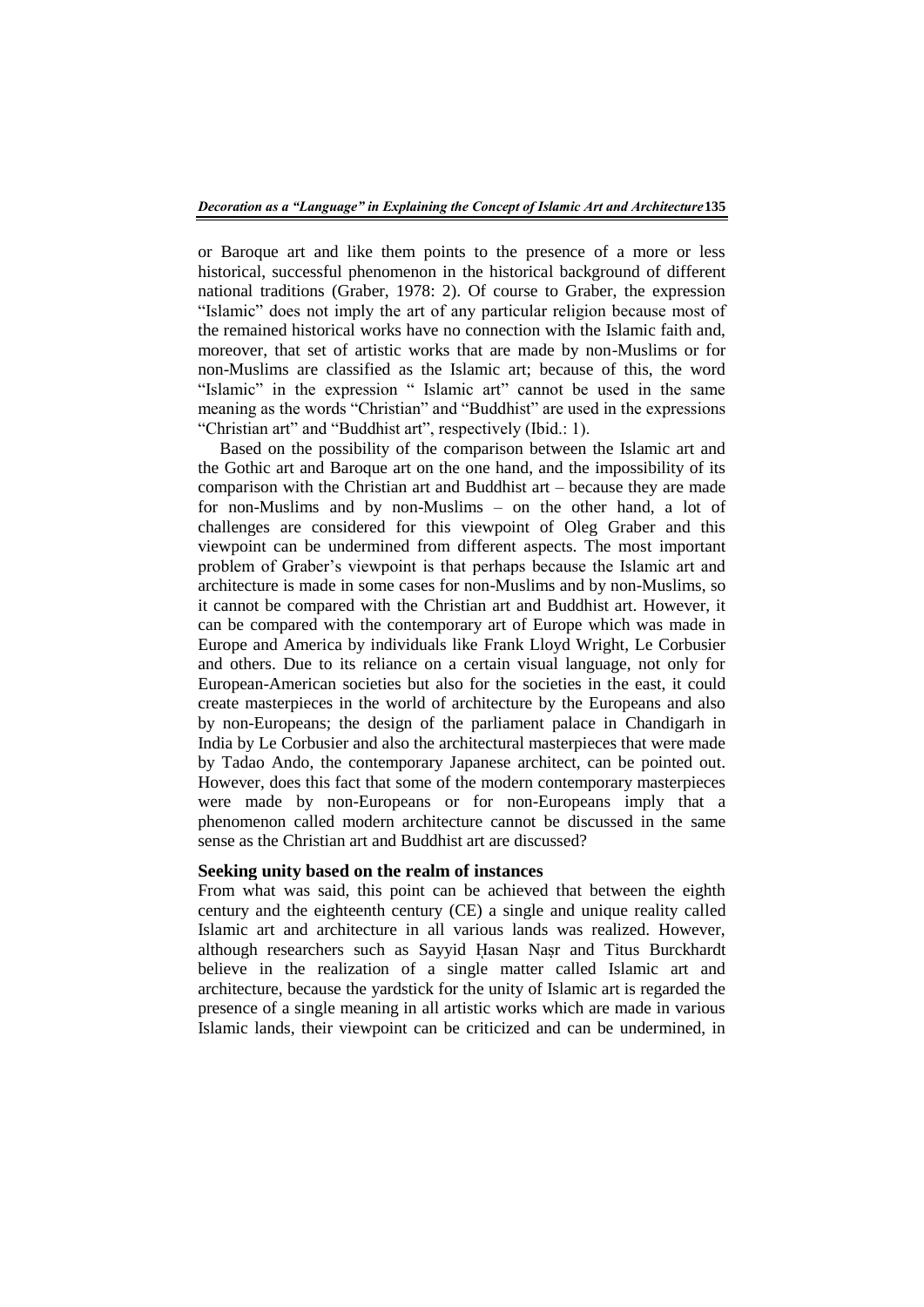or Baroque art and like them points to the presence of a more or less historical, successful phenomenon in the historical background of different national traditions (Graber, 1978: 2). Of course to Graber, the expression "Islamic" does not imply the art of any particular religion because most of the remained historical works have no connection with the Islamic faith and, moreover, that set of artistic works that are made by non-Muslims or for non-Muslims are classified as the Islamic art; because of this, the word "Islamic" in the expression " Islamic art" cannot be used in the same meaning as the words "Christian" and "Buddhist" are used in the expressions "Christian art" and "Buddhist art", respectively (Ibid.: 1).

Based on the possibility of the comparison between the Islamic art and the Gothic art and Baroque art on the one hand, and the impossibility of its comparison with the Christian art and Buddhist art – because they are made for non-Muslims and by non-Muslims – on the other hand, a lot of challenges are considered for this viewpoint of Oleg Graber and this viewpoint can be undermined from different aspects. The most important problem of Graber's viewpoint is that perhaps because the Islamic art and architecture is made in some cases for non-Muslims and by non-Muslims, so it cannot be compared with the Christian art and Buddhist art. However, it can be compared with the contemporary art of Europe which was made in Europe and America by individuals like Frank Lloyd Wright, Le Corbusier and others. Due to its reliance on a certain visual language, not only for European-American societies but also for the societies in the east, it could create masterpieces in the world of architecture by the Europeans and also by non-Europeans; the design of the parliament palace in Chandigarh in India by Le Corbusier and also the architectural masterpieces that were made by Tadao Ando, the contemporary Japanese architect, can be pointed out. However, does this fact that some of the modern contemporary masterpieces were made by non-Europeans or for non-Europeans imply that a phenomenon called modern architecture cannot be discussed in the same sense as the Christian art and Buddhist art are discussed?

### Seeking unity based on the realm of instances

From what was said, this point can be achieved that between the eighth century and the eighteenth century (CE) a single and unique reality called Islamic art and architecture in all various lands was realized. However, although researchers such as Sayyid Ḥasan Naṣr and Titus Burckhardt believe in the realization of a single matter called Islamic art and architecture, because the yardstick for the unity of Islamic art is regarded the presence of a single meaning in all artistic works which are made in various Islamic lands, their viewpoint can be criticized and can be undermined, in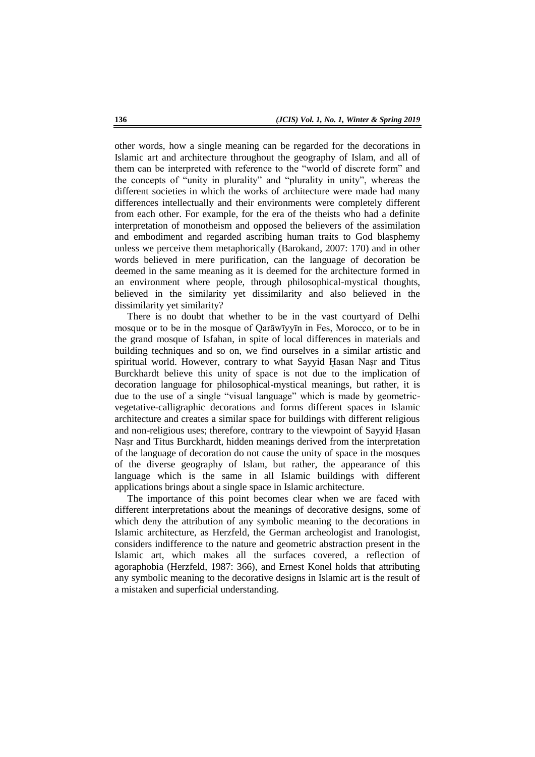other words, how a single meaning can be regarded for the decorations in Islamic art and architecture throughout the geography of Islam, and all of them can be interpreted with reference to the "world of discrete form" and the concepts of "unity in plurality" and "plurality in unity", whereas the different societies in which the works of architecture were made had many differences intellectually and their environments were completely different from each other. For example, for the era of the theists who had a definite interpretation of monotheism and opposed the believers of the assimilation and embodiment and regarded ascribing human traits to God blasphemy unless we perceive them metaphorically (Barokand, 2007: 170) and in other words believed in mere purification, can the language of decoration be deemed in the same meaning as it is deemed for the architecture formed in an environment where people, through philosophical-mystical thoughts, believed in the similarity yet dissimilarity and also believed in the dissimilarity yet similarity?

There is no doubt that whether to be in the vast courtyard of Delhi mosque or to be in the mosque of Qarāwīyyīn in Fes, Morocco, or to be in the grand mosque of Isfahan, in spite of local differences in materials and building techniques and so on, we find ourselves in a similar artistic and spiritual world. However, contrary to what Sayyid Ḥasan Naṣr and Titus Burckhardt believe this unity of space is not due to the implication of decoration language for philosophical-mystical meanings, but rather, it is due to the use of a single "visual language" which is made by geometric-vegetative-calligraphic decorations and forms different spaces in Islamic architecture and creates a similar space for buildings with different religious and non-religious uses; therefore, contrary to the viewpoint of Sayyid Ḥasan Naṣr and Titus Burckhardt, hidden meanings derived from the interpretation of the language of decoration do not cause the unity of space in the mosques of the diverse geography of Islam, but rather, the appearance of this language which is the same in all Islamic buildings with different applications brings about a single space in Islamic architecture.

The importance of this point becomes clear when we are faced with different interpretations about the meanings of decorative designs, some of which deny the attribution of any symbolic meaning to the decorations in Islamic architecture, as Herzfeld, the German archeologist and Iranologist, considers indifference to the nature and geometric abstraction present in the Islamic art, which makes all the surfaces covered, a reflection of agoraphobia (Herzfeld, 1987: 366), and Ernest Konel holds that attributing any symbolic meaning to the decorative designs in Islamic art is the result of a mistaken and superficial understanding.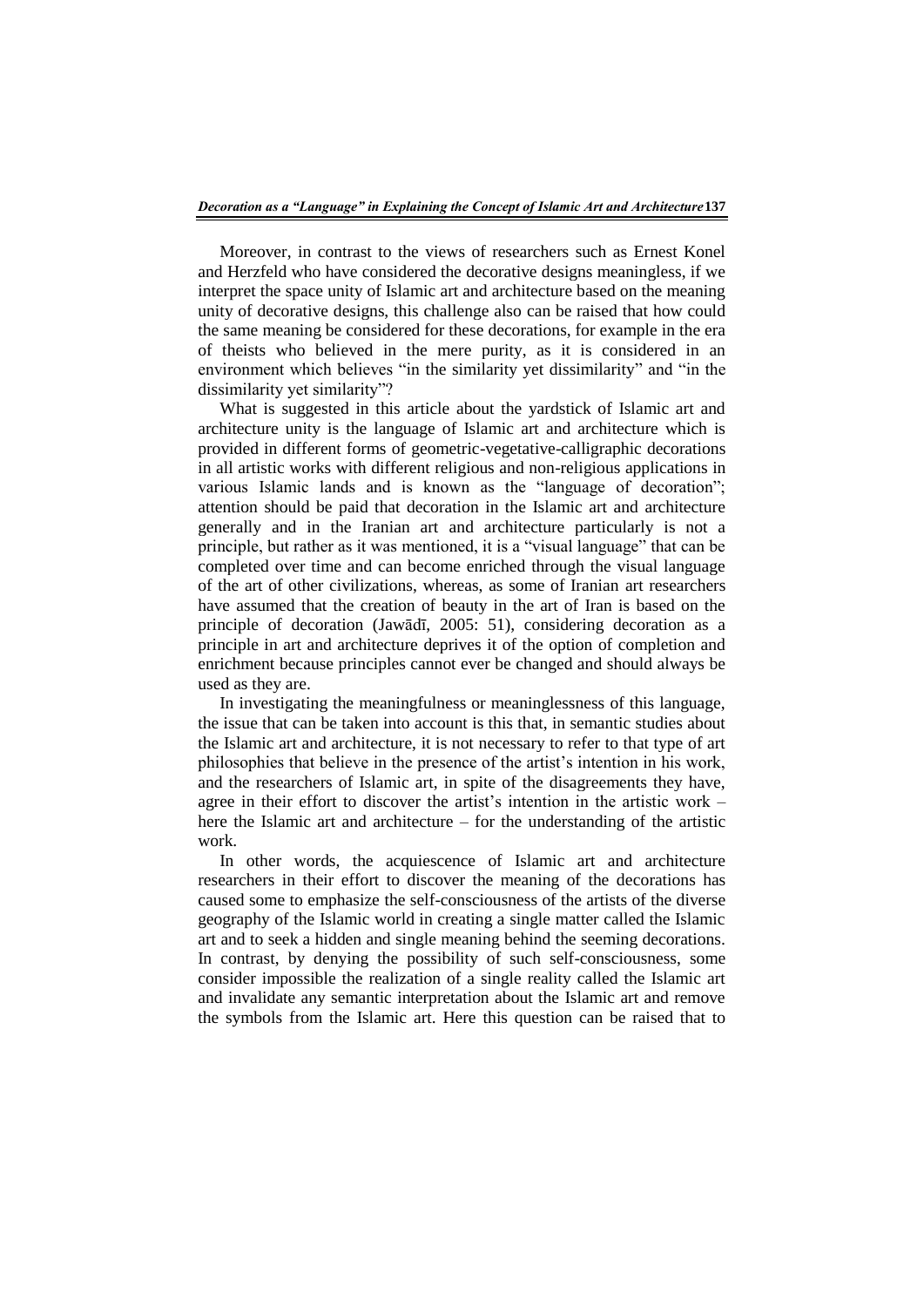Moreover, in contrast to the views of researchers such as Ernest Konel and Herzfeld who have considered the decorative designs meaningless, if we interpret the space unity of Islamic art and architecture based on the meaning unity of decorative designs, this challenge also can be raised that how could the same meaning be considered for these decorations, for example in the era of theists who believed in the mere purity, as it is considered in an environment which believes "in the similarity yet dissimilarity" and "in the dissimilarity yet similarity"?

What is suggested in this article about the yardstick of Islamic art and architecture unity is the language of Islamic art and architecture which is provided in different forms of geometric-vegetative-calligraphic decorations in all artistic works with different religious and non-religious applications in various Islamic lands and is known as the "language of decoration"; attention should be paid that decoration in the Islamic art and architecture generally and in the Iranian art and architecture particularly is not a principle, but rather as it was mentioned, it is a "visual language" that can be completed over time and can become enriched through the visual language of the art of other civilizations, whereas, as some of Iranian art researchers have assumed that the creation of beauty in the art of Iran is based on the principle of decoration (Jawādī, 2005: 51), considering decoration as a principle in art and architecture deprives it of the option of completion and enrichment because principles cannot ever be changed and should always be used as they are.

In investigating the meaningfulness or meaninglessness of this language, the issue that can be taken into account is this that, in semantic studies about the Islamic art and architecture, it is not necessary to refer to that type of art philosophies that believe in the presence of the artist's intention in his work, and the researchers of Islamic art, in spite of the disagreements they have, agree in their effort to discover the artist's intention in the artistic work – here the Islamic art and architecture – for the understanding of the artistic work.

In other words, the acquiescence of Islamic art and architecture researchers in their effort to discover the meaning of the decorations has caused some to emphasize the self-consciousness of the artists of the diverse geography of the Islamic world in creating a single matter called the Islamic art and to seek a hidden and single meaning behind the seeming decorations. In contrast, by denying the possibility of such self-consciousness, some consider impossible the realization of a single reality called the Islamic art and invalidate any semantic interpretation about the Islamic art and remove the symbols from the Islamic art. Here this question can be raised that to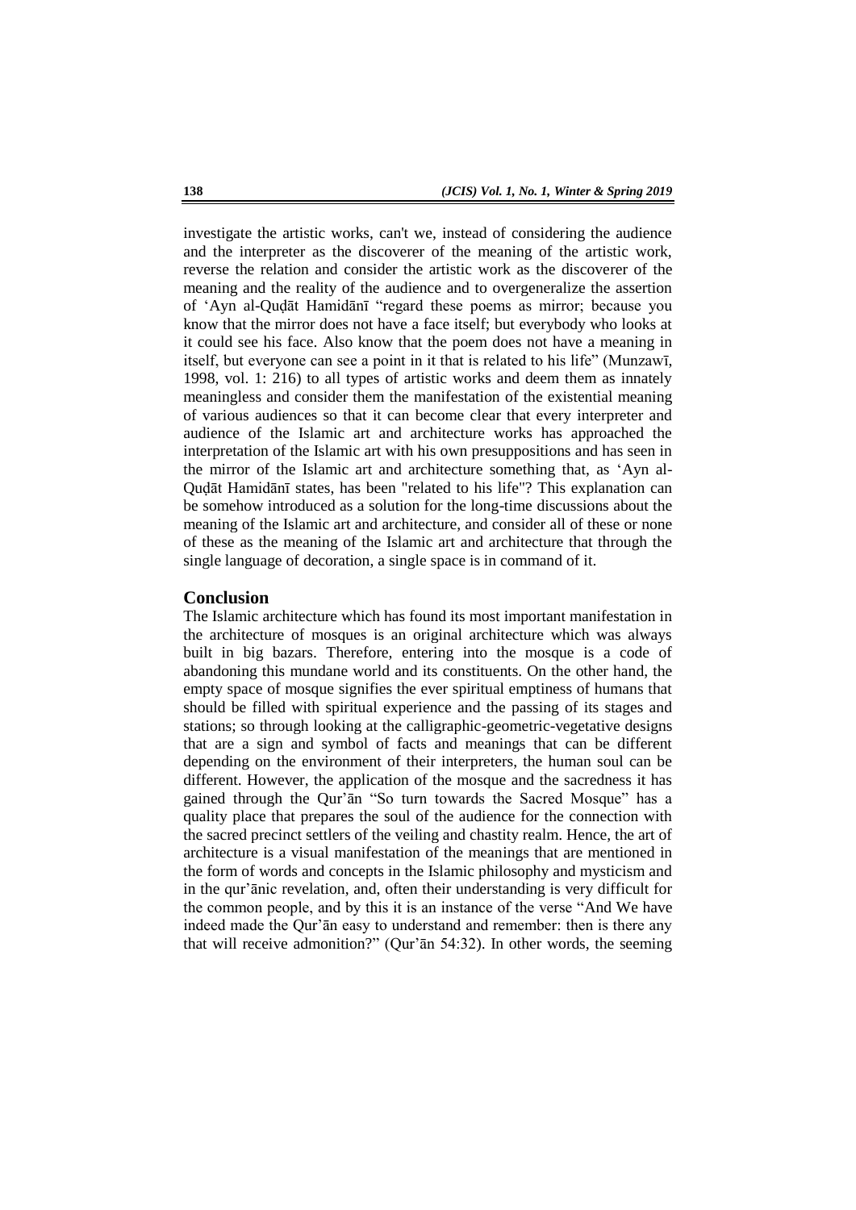investigate the artistic works, can't we, instead of considering the audience and the interpreter as the discoverer of the meaning of the artistic work, reverse the relation and consider the artistic work as the discoverer of the meaning and the reality of the audience and to overgeneralize the assertion of 'Ayn al-Quḍāt Hamidānī "regard these poems as mirror; because you know that the mirror does not have a face itself; but everybody who looks at it could see his face. Also know that the poem does not have a meaning in itself, but everyone can see a point in it that is related to his life" (Munzawī, 1998, vol. 1: 216) to all types of artistic works and deem them as innately meaningless and consider them the manifestation of the existential meaning of various audiences so that it can become clear that every interpreter and audience of the Islamic art and architecture works has approached the interpretation of the Islamic art with his own presuppositions and has seen in the mirror of the Islamic art and architecture something that, as 'Ayn al-Quḍāt Hamidānī states, has been "related to his life"? This explanation can be somehow introduced as a solution for the long-time discussions about the meaning of the Islamic art and architecture, and consider all of these or none of these as the meaning of the Islamic art and architecture that through the single language of decoration, a single space is in command of it.

## Conclusion

The Islamic architecture which has found its most important manifestation in the architecture of mosques is an original architecture which was always built in big bazars. Therefore, entering into the mosque is a code of abandoning this mundane world and its constituents. On the other hand, the empty space of mosque signifies the ever spiritual emptiness of humans that should be filled with spiritual experience and the passing of its stages and stations; so through looking at the calligraphic-geometric-vegetative designs that are a sign and symbol of facts and meanings that can be different depending on the environment of their interpreters, the human soul can be different. However, the application of the mosque and the sacredness it has gained through the Qur'ān "So turn towards the Sacred Mosque" has a quality place that prepares the soul of the audience for the connection with the sacred precinct settlers of the veiling and chastity realm. Hence, the art of architecture is a visual manifestation of the meanings that are mentioned in the form of words and concepts in the Islamic philosophy and mysticism and in the qur'ānic revelation, and, often their understanding is very difficult for the common people, and by this it is an instance of the verse "And We have indeed made the Qur'ān easy to understand and remember: then is there any that will receive admonition?" (Qur'ān 54:32). In other words, the seeming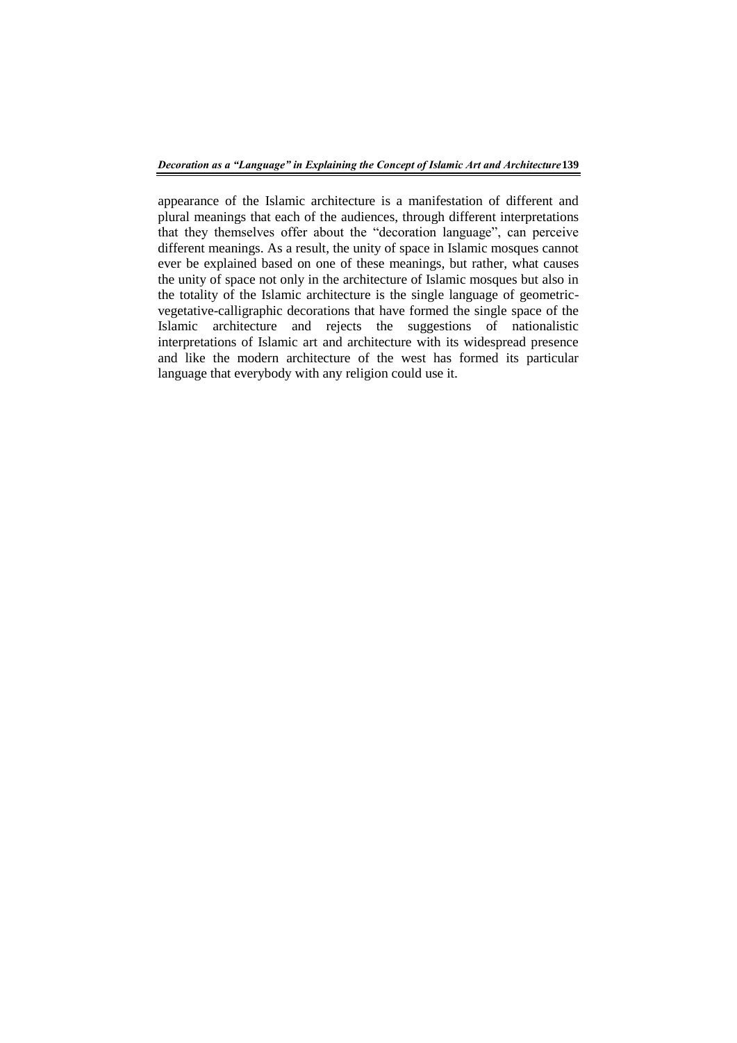appearance of the Islamic architecture is a manifestation of different and plural meanings that each of the audiences, through different interpretations that they themselves offer about the "decoration language", can perceive different meanings. As a result, the unity of space in Islamic mosques cannot ever be explained based on one of these meanings, but rather, what causes the unity of space not only in the architecture of Islamic mosques but also in the totality of the Islamic architecture is the single language of geometric-vegetative-calligraphic decorations that have formed the single space of the Islamic architecture and rejects the suggestions of nationalistic interpretations of Islamic art and architecture with its widespread presence and like the modern architecture of the west has formed its particular language that everybody with any religion could use it.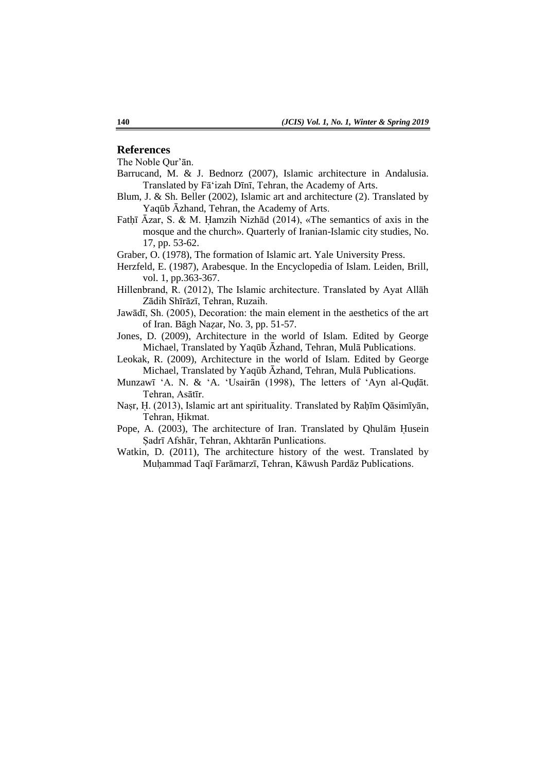## References

The Noble Qur'ān.

Barrucand, M. & J. Bednorz (2007), Islamic architecture in Andalusia. Translated by Fā'izah Dīnī, Tehran, the Academy of Arts.

Blum, J. & Sh. Beller (2002), Islamic art and architecture (2). Translated by Yaqūb Āzhand, Tehran, the Academy of Arts.

Fatḥī Āzar, S. & M. Ḥamzih Nizhād (2014), «The semantics of axis in the mosque and the church». Quarterly of Iranian-Islamic city studies, No. 17, pp. 53-62.

Graber, O. (1978), The formation of Islamic art. Yale University Press.

Herzfeld, E. (1987), Arabesque. In the Encyclopedia of Islam. Leiden, Brill, vol. 1, pp.363-367.

Hillenbrand, R. (2012), The Islamic architecture. Translated by Ayat Allāh Zādih Shīrāzī, Tehran, Ruzaih.

Jawādī, Sh. (2005), Decoration: the main element in the aesthetics of the art of Iran. Bāgh Naẓar, No. 3, pp. 51-57.

Jones, D. (2009), Architecture in the world of Islam. Edited by George Michael, Translated by Yaqūb Āzhand, Tehran, Mulā Publications.

Leokak, R. (2009), Architecture in the world of Islam. Edited by George Michael, Translated by Yaqūb Āzhand, Tehran, Mulā Publications.

Munzawī 'A. N. & 'A. 'Usairān (1998), The letters of 'Ayn al-Quḍāt. Tehran, Asātīr.

Naṣr, Ḥ. (2013), Islamic art ant spirituality. Translated by Raḥīm Qāsimīyān, Tehran, Ḥikmat.

Pope, A. (2003), The architecture of Iran. Translated by Qhulām Ḥusein Ṣadrī Afshār, Tehran, Akhtarān Punlications.

Watkin, D. (2011), The architecture history of the west. Translated by Muḥammad Taqī Farāmarzī, Tehran, Kāwush Pardāz Publications.